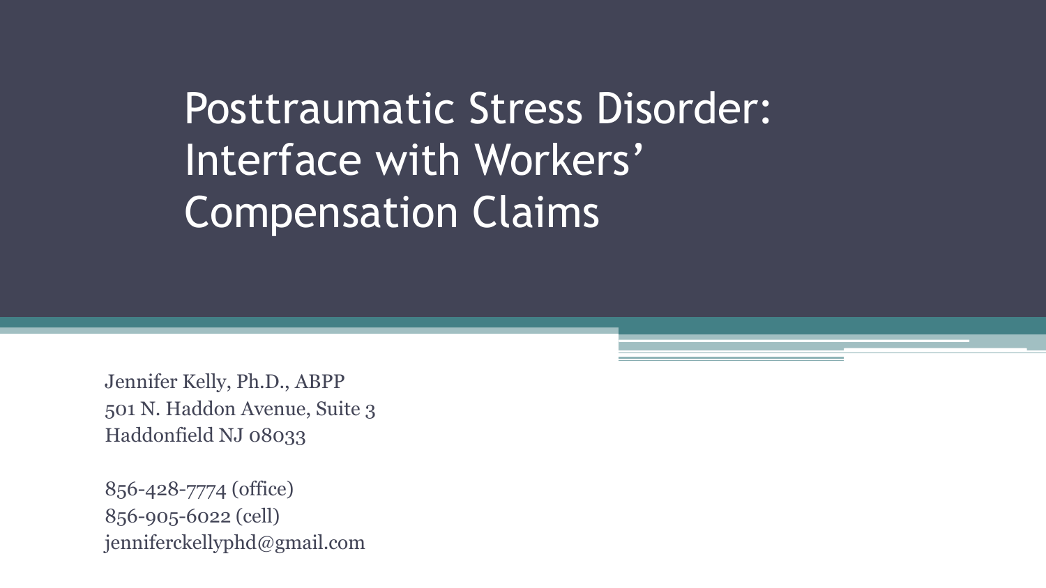# Posttraumatic Stress Disorder: Interface with Workers' Compensation Claims

Jennifer Kelly, Ph.D., ABPP
501 N. Haddon Avenue, Suite 3
Haddonfield NJ 08033

856-428-7774 (office)
856-905-6022 (cell)
jenniferckellyphd@gmail.com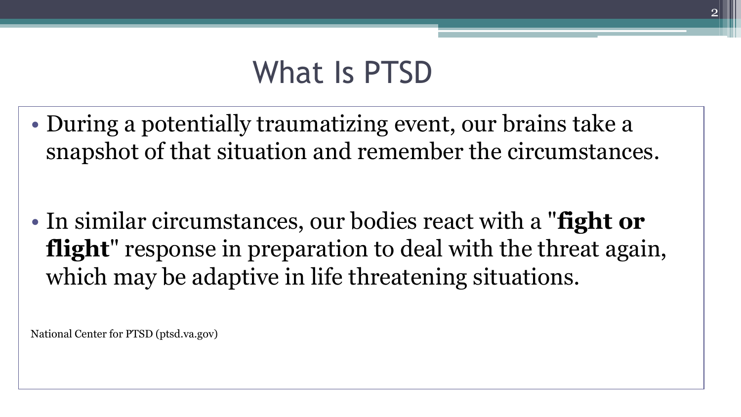# What Is PTSD

- During a potentially traumatizing event, our brains take a snapshot of that situation and remember the circumstances.

- In similar circumstances, our bodies react with a "**fight or flight**" response in preparation to deal with the threat again, which may be adaptive in life threatening situations.

National Center for PTSD (ptsd.va.gov)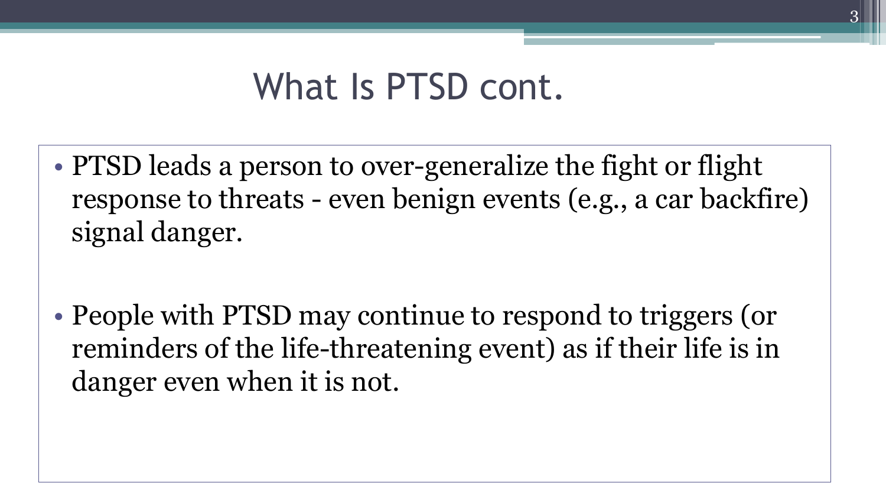# What Is PTSD cont.

- PTSD leads a person to over-generalize the fight or flight response to threats - even benign events (e.g., a car backfire) signal danger.

- People with PTSD may continue to respond to triggers (or reminders of the life-threatening event) as if their life is in danger even when it is not.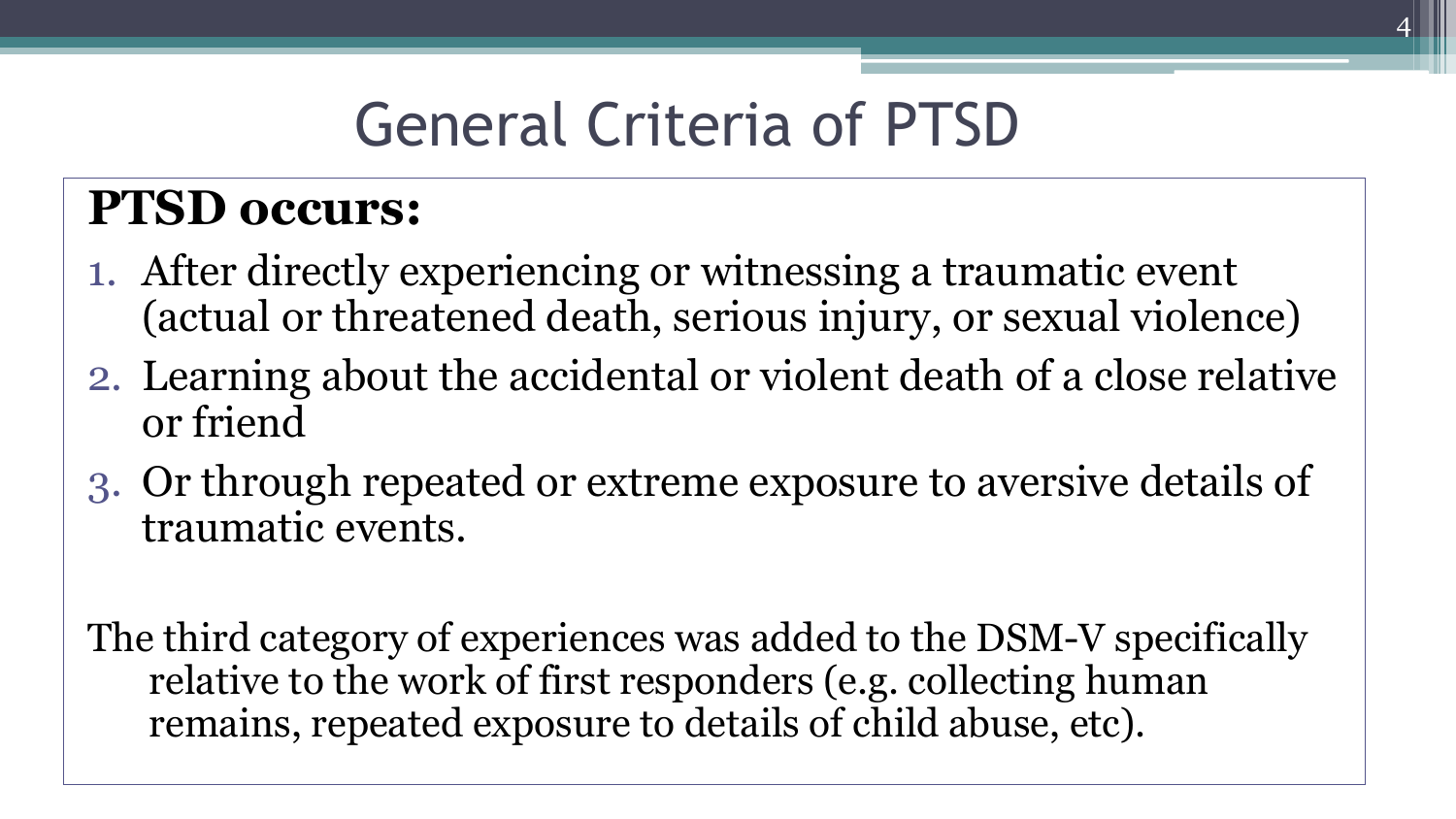# General Criteria of PTSD

**PTSD occurs:**

1. After directly experiencing or witnessing a traumatic event (actual or threatened death, serious injury, or sexual violence)
2. Learning about the accidental or violent death of a close relative or friend
3. Or through repeated or extreme exposure to aversive details of traumatic events.

The third category of experiences was added to the DSM-V specifically relative to the work of first responders (e.g. collecting human remains, repeated exposure to details of child abuse, etc).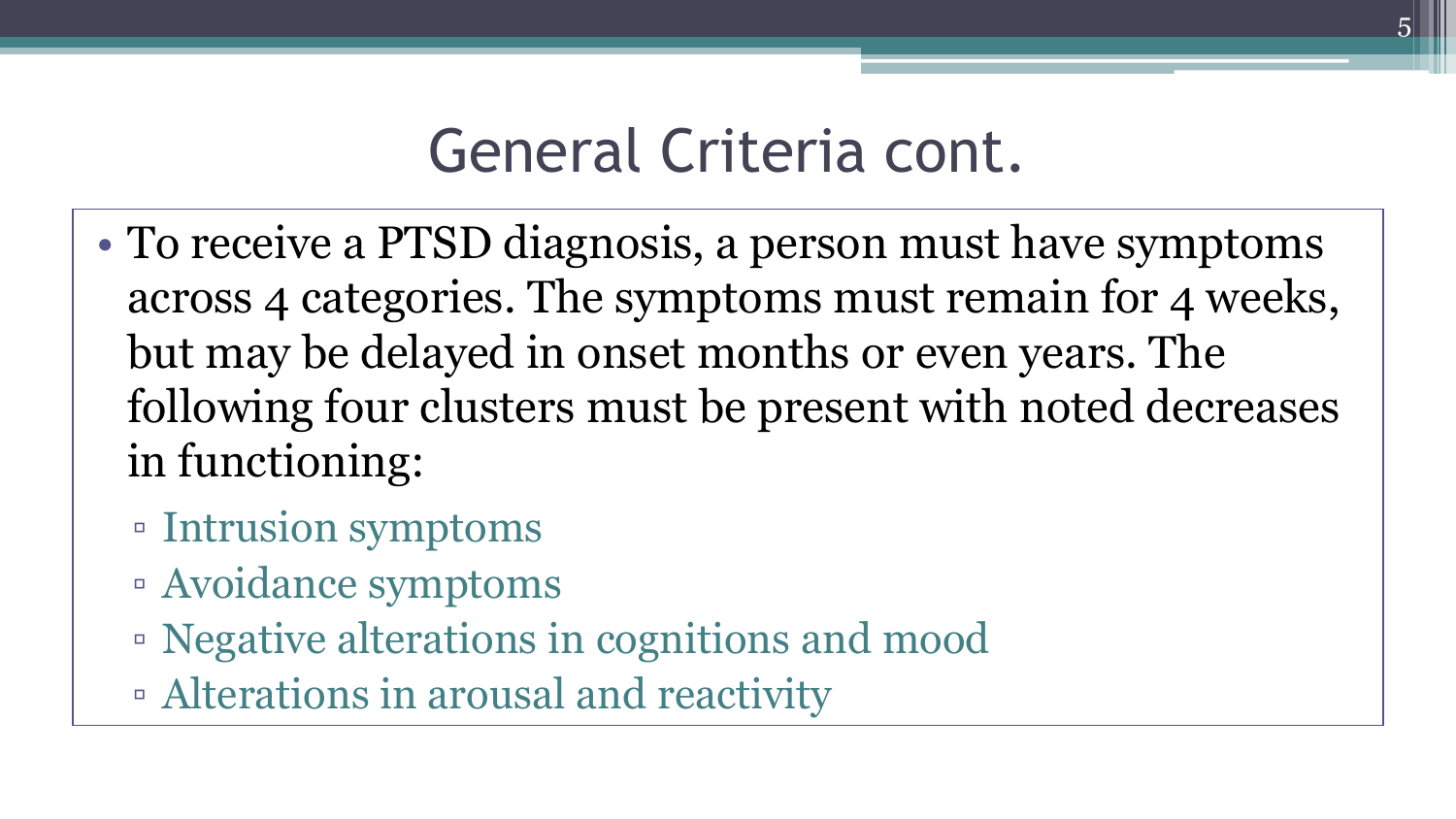# General Criteria cont.

- To receive a PTSD diagnosis, a person must have symptoms across 4 categories. The symptoms must remain for 4 weeks, but may be delayed in onset months or even years. The following four clusters must be present with noted decreases in functioning:
  - Intrusion symptoms
  - Avoidance symptoms
  - Negative alterations in cognitions and mood
  - Alterations in arousal and reactivity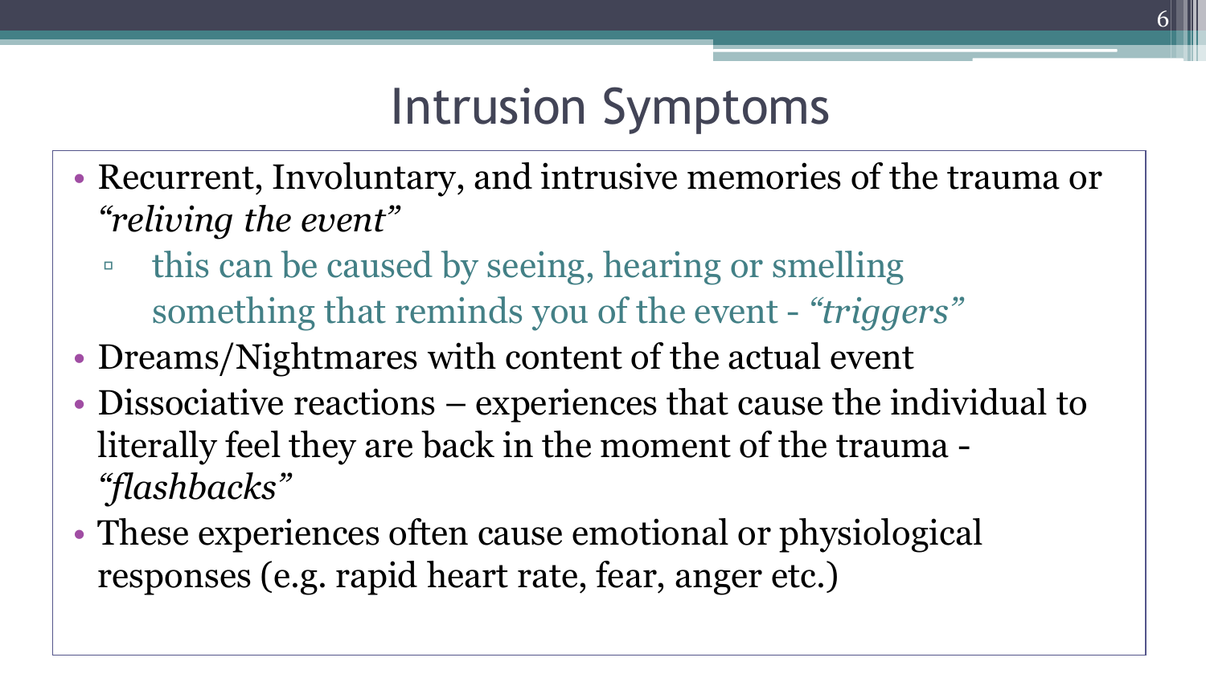# Intrusion Symptoms

- Recurrent, Involuntary, and intrusive memories of the trauma or *"reliving the event"*
    - this can be caused by seeing, hearing or smelling something that reminds you of the event - *"triggers"*
- Dreams/Nightmares with content of the actual event
- Dissociative reactions – experiences that cause the individual to literally feel they are back in the moment of the trauma - *"flashbacks"*
- These experiences often cause emotional or physiological responses (e.g. rapid heart rate, fear, anger etc.)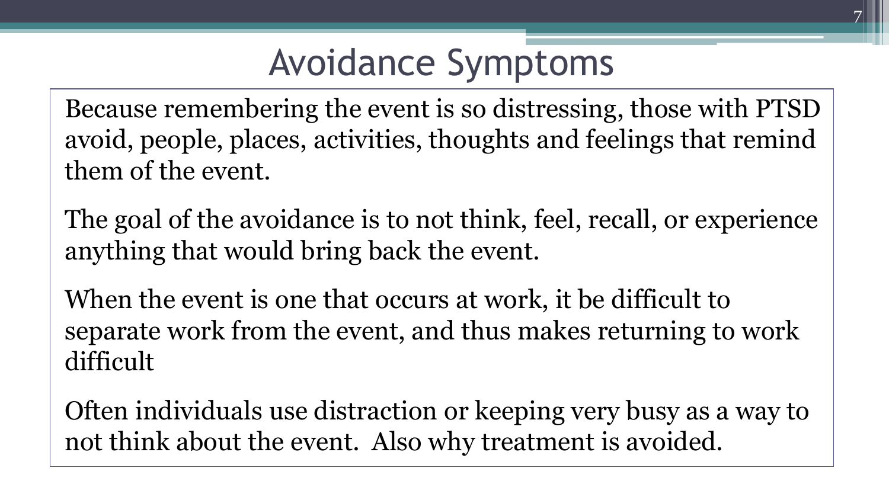# Avoidance Symptoms

Because remembering the event is so distressing, those with PTSD avoid, people, places, activities, thoughts and feelings that remind them of the event.

The goal of the avoidance is to not think, feel, recall, or experience anything that would bring back the event.

When the event is one that occurs at work, it be difficult to separate work from the event, and thus makes returning to work difficult

Often individuals use distraction or keeping very busy as a way to not think about the event. Also why treatment is avoided.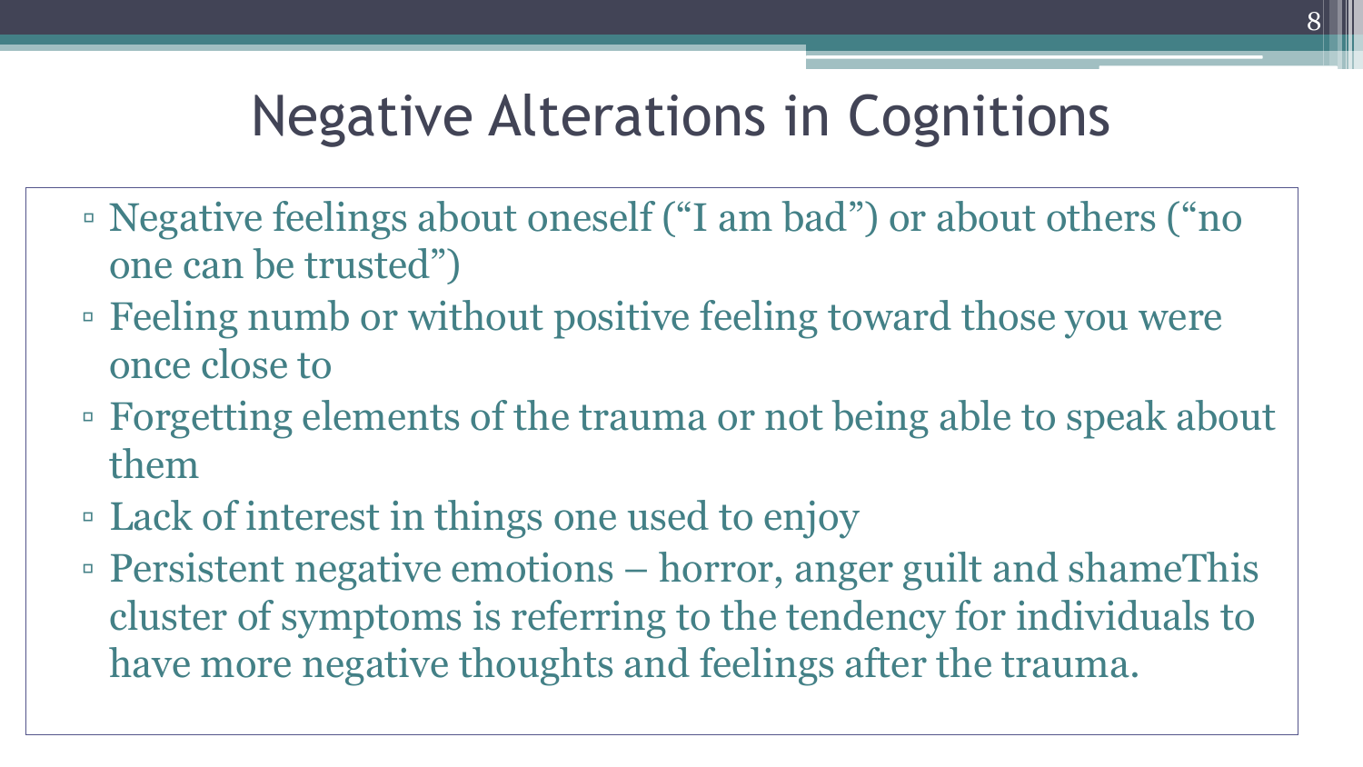# Negative Alterations in Cognitions

- Negative feelings about oneself ("I am bad") or about others ("no one can be trusted")
- Feeling numb or without positive feeling toward those you were once close to
- Forgetting elements of the trauma or not being able to speak about them
- Lack of interest in things one used to enjoy
- Persistent negative emotions – horror, anger guilt and shameThis cluster of symptoms is referring to the tendency for individuals to have more negative thoughts and feelings after the trauma.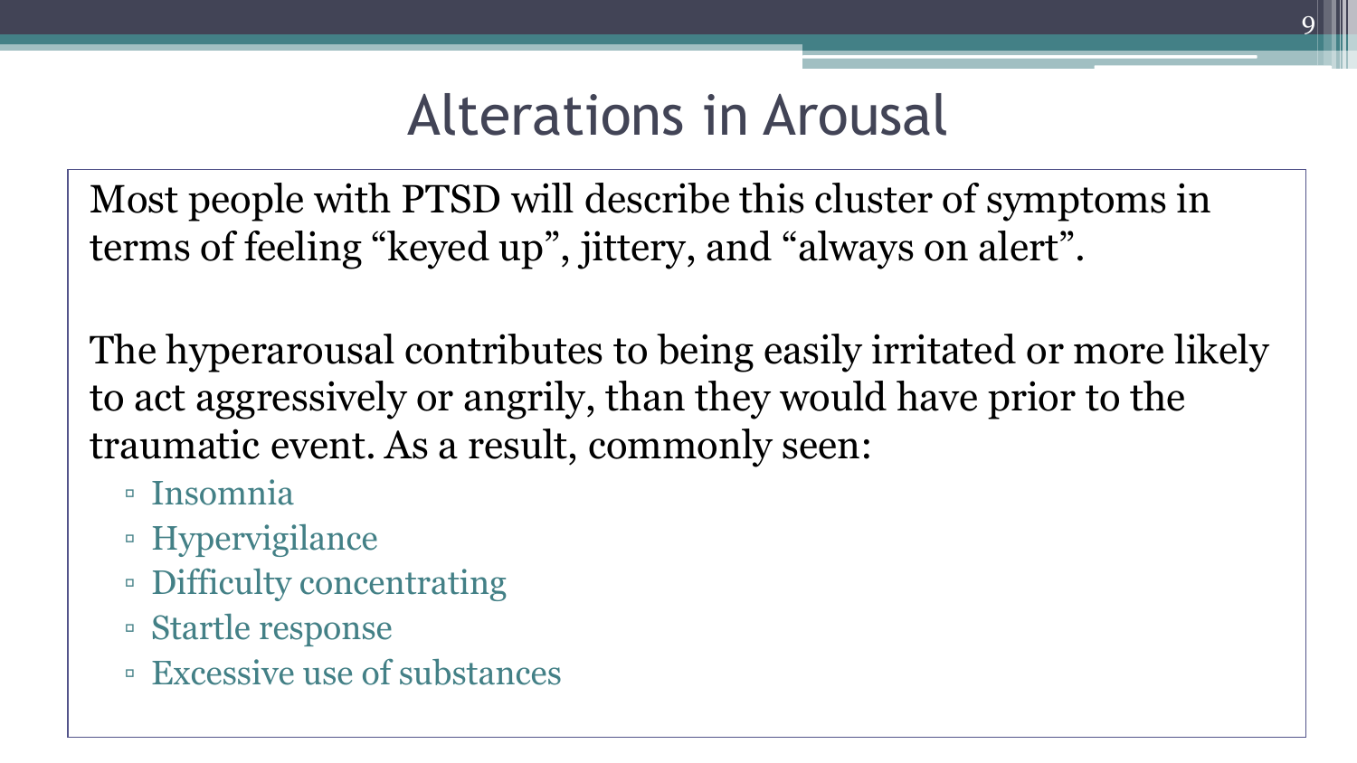# Alterations in Arousal

Most people with PTSD will describe this cluster of symptoms in terms of feeling “keyed up”, jittery, and “always on alert”.

The hyperarousal contributes to being easily irritated or more likely to act aggressively or angrily, than they would have prior to the traumatic event. As a result, commonly seen:

- Insomnia
- Hypervigilance
- Difficulty concentrating
- Startle response
- Excessive use of substances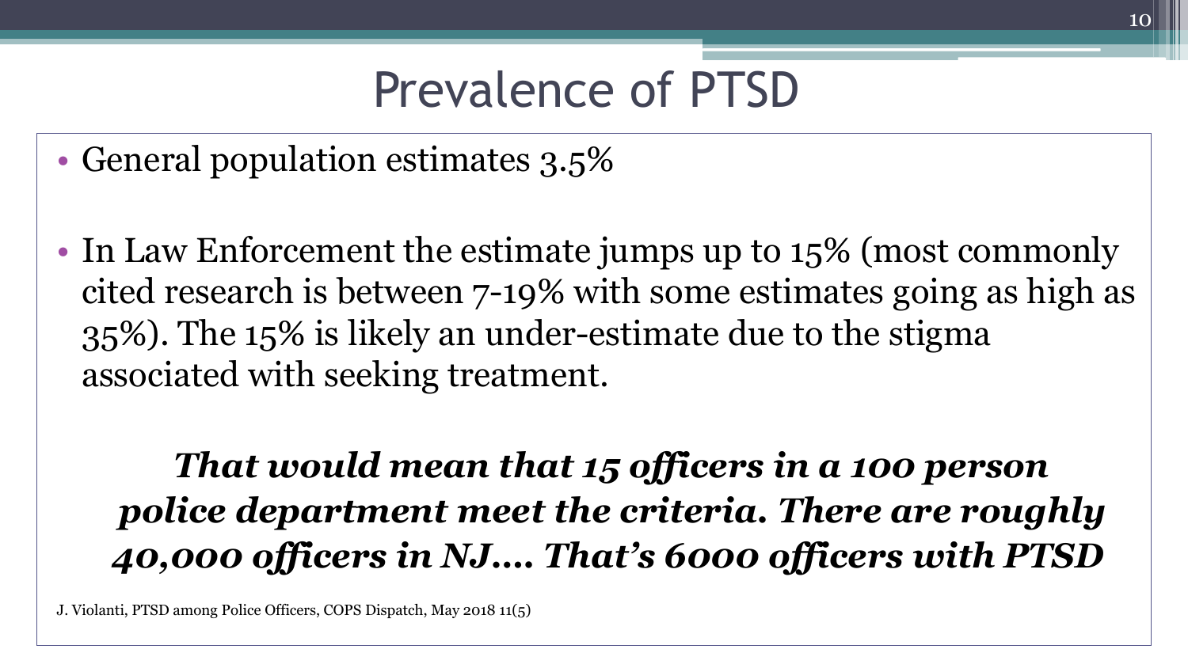# Prevalence of PTSD

- General population estimates 3.5%
- In Law Enforcement the estimate jumps up to 15% (most commonly cited research is between 7-19% with some estimates going as high as 35%). The 15% is likely an under-estimate due to the stigma associated with seeking treatment.

***That would mean that 15 officers in a 100 person police department meet the criteria. There are roughly 40,000 officers in NJ…. That's 6000 officers with PTSD***

J. Violanti, PTSD among Police Officers, COPS Dispatch, May 2018 11(5)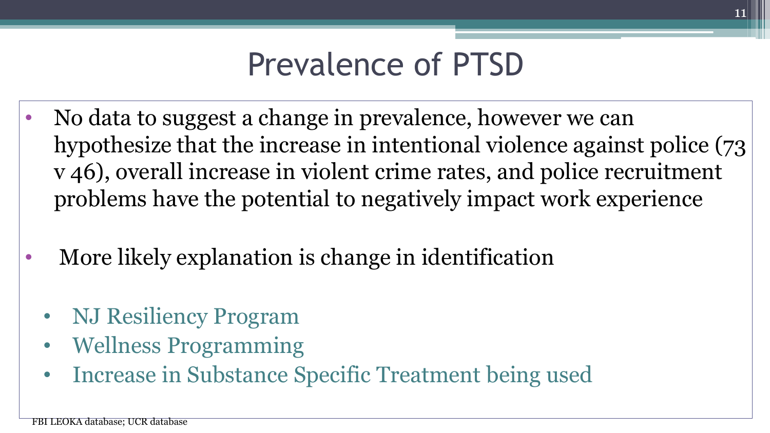# Prevalence of PTSD

- No data to suggest a change in prevalence, however we can hypothesize that the increase in intentional violence against police (73 v 46), overall increase in violent crime rates, and police recruitment problems have the potential to negatively impact work experience

- More likely explanation is change in identification

  - NJ Resiliency Program
  - Wellness Programming
  - Increase in Substance Specific Treatment being used

FBI LEOKA database; UCR database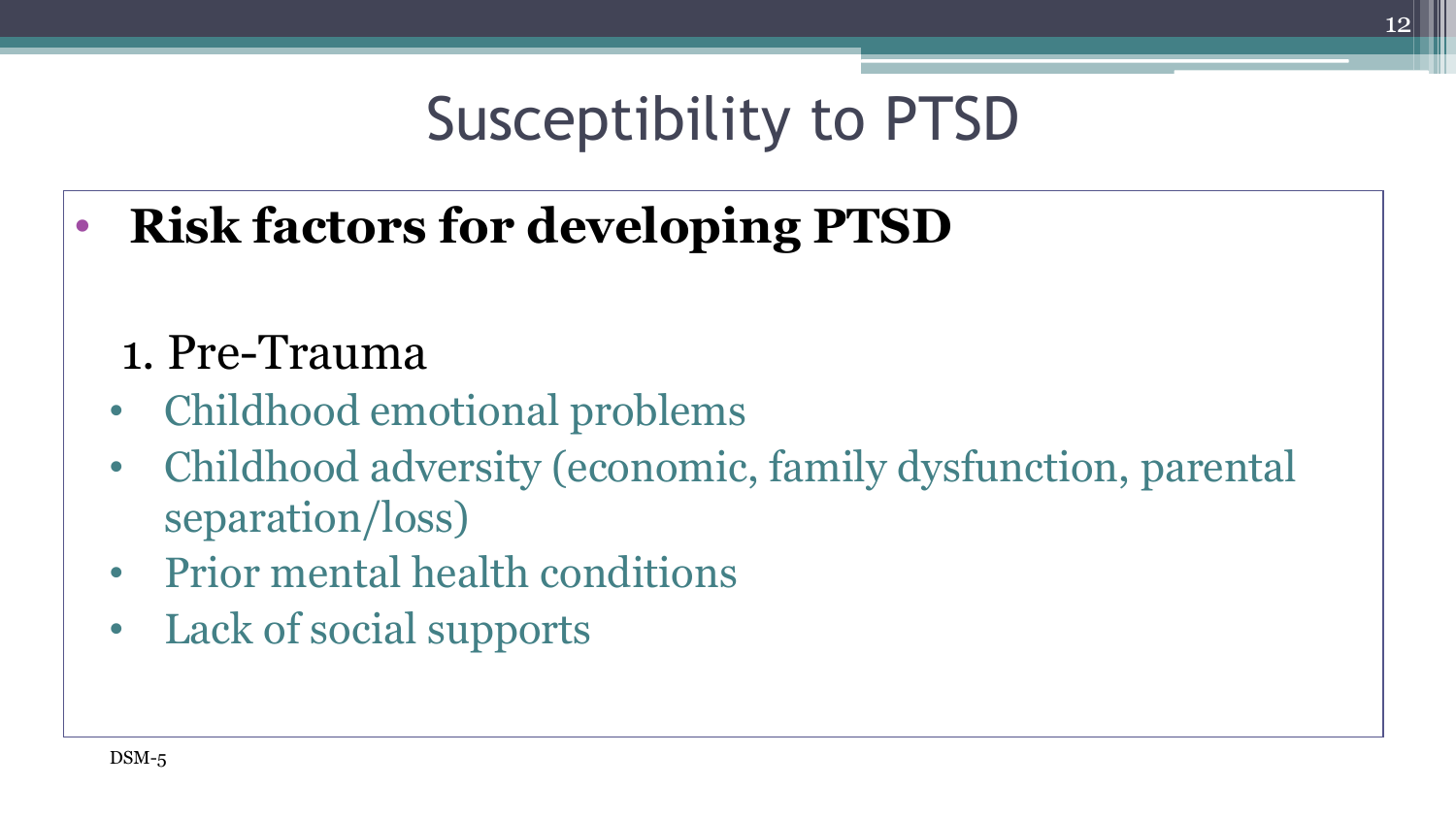# Susceptibility to PTSD

- **Risk factors for developing PTSD**

1. Pre-Trauma

- Childhood emotional problems
- Childhood adversity (economic, family dysfunction, parental separation/loss)
- Prior mental health conditions
- Lack of social supports

DSM-5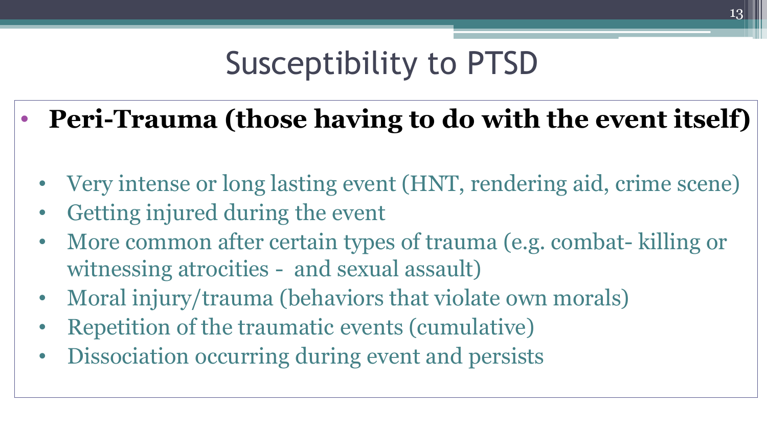# Susceptibility to PTSD

- **Peri-Trauma (those having to do with the event itself)**
  - Very intense or long lasting event (HNT, rendering aid, crime scene)
  - Getting injured during the event
  - More common after certain types of trauma (e.g. combat- killing or witnessing atrocities - and sexual assault)
  - Moral injury/trauma (behaviors that violate own morals)
  - Repetition of the traumatic events (cumulative)
  - Dissociation occurring during event and persists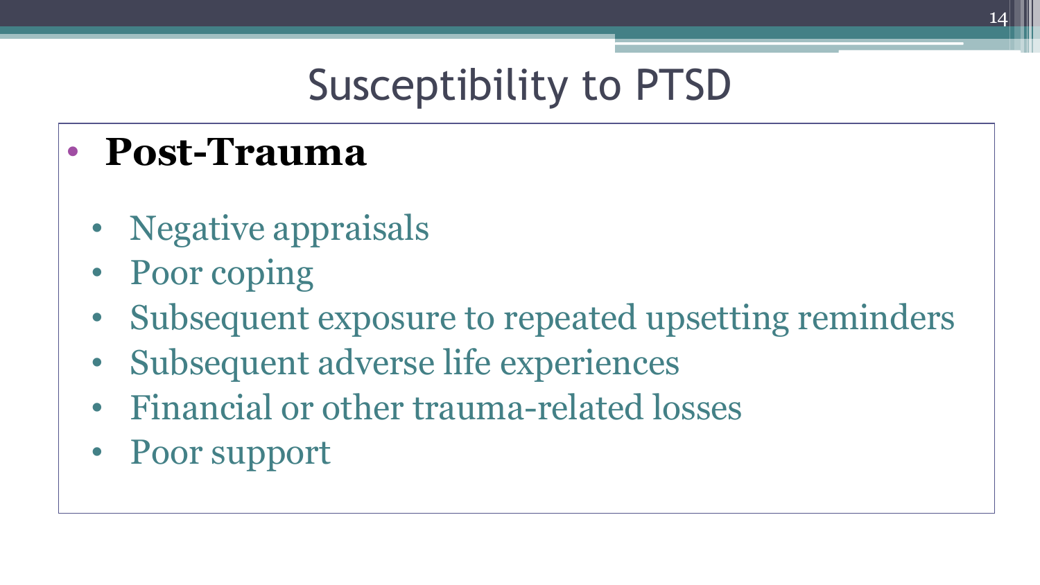# Susceptibility to PTSD

- **Post-Trauma**
  - Negative appraisals
  - Poor coping
  - Subsequent exposure to repeated upsetting reminders
  - Subsequent adverse life experiences
  - Financial or other trauma-related losses
  - Poor support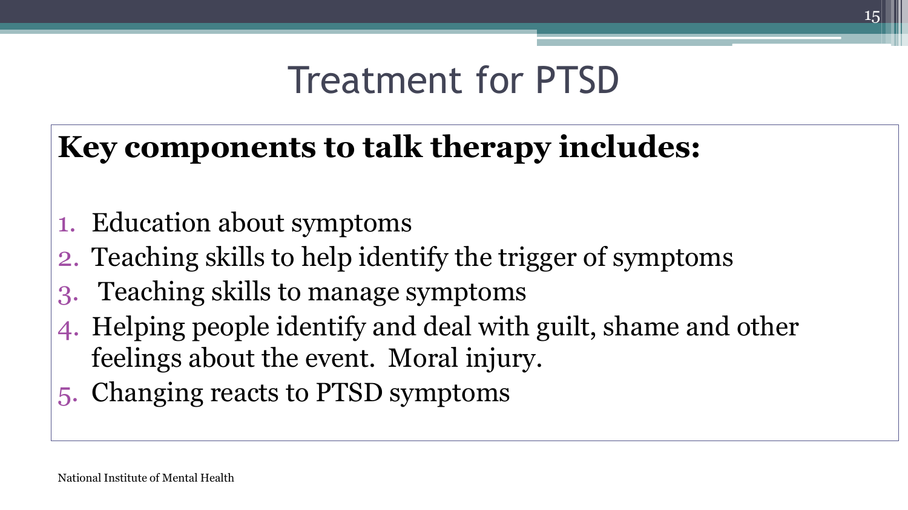# Treatment for PTSD

**Key components to talk therapy includes:**

1. Education about symptoms
2. Teaching skills to help identify the trigger of symptoms
3. Teaching skills to manage symptoms
4. Helping people identify and deal with guilt, shame and other feelings about the event. Moral injury.
5. Changing reacts to PTSD symptoms

National Institute of Mental Health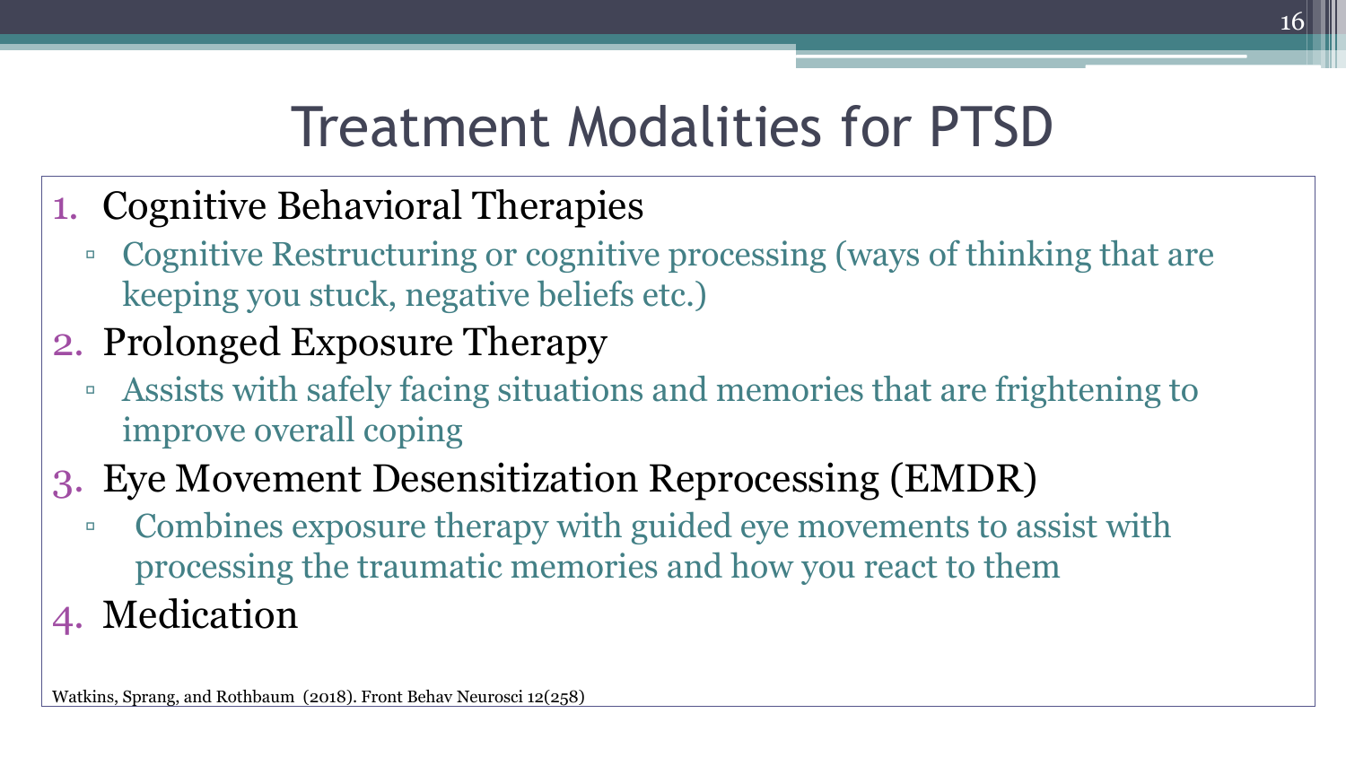# Treatment Modalities for PTSD

1. Cognitive Behavioral Therapies
   - Cognitive Restructuring or cognitive processing (ways of thinking that are keeping you stuck, negative beliefs etc.)
2. Prolonged Exposure Therapy
   - Assists with safely facing situations and memories that are frightening to improve overall coping
3. Eye Movement Desensitization Reprocessing (EMDR)
   - Combines exposure therapy with guided eye movements to assist with processing the traumatic memories and how you react to them
4. Medication

Watkins, Sprang, and Rothbaum (2018). Front Behav Neurosci 12(258)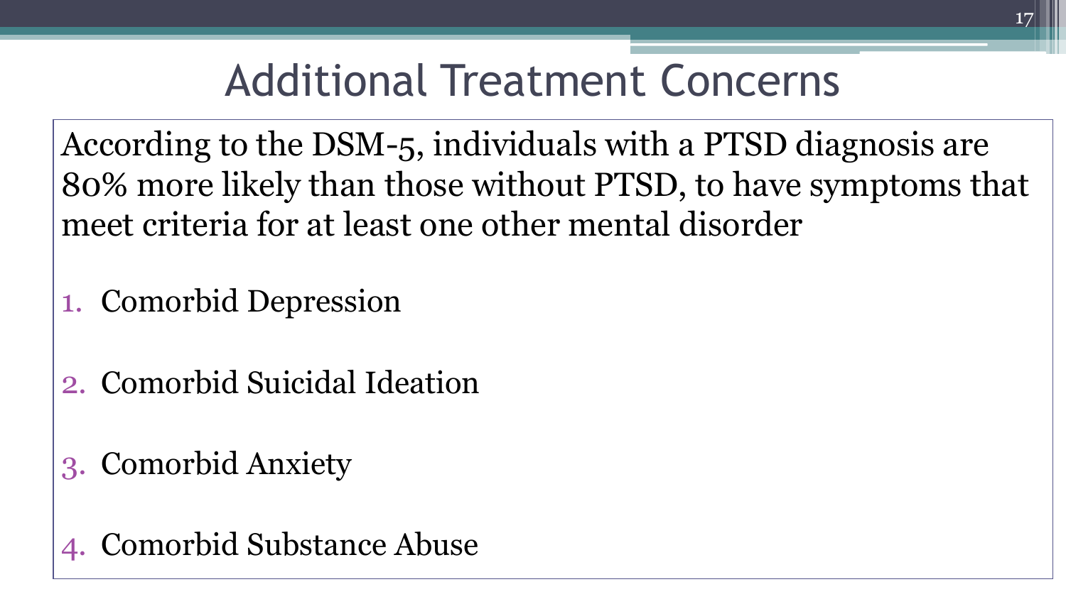# Additional Treatment Concerns

According to the DSM-5, individuals with a PTSD diagnosis are 80% more likely than those without PTSD, to have symptoms that meet criteria for at least one other mental disorder

1. Comorbid Depression
2. Comorbid Suicidal Ideation
3. Comorbid Anxiety
4. Comorbid Substance Abuse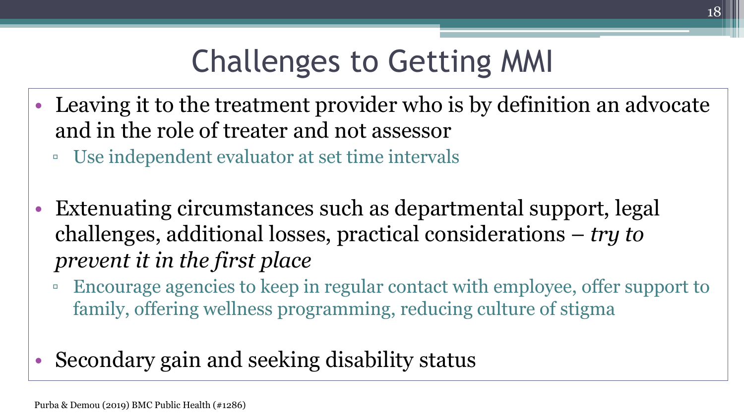# Challenges to Getting MMI

- Leaving it to the treatment provider who is by definition an advocate and in the role of treater and not assessor
  - Use independent evaluator at set time intervals
- Extenuating circumstances such as departmental support, legal challenges, additional losses, practical considerations – *try to prevent it in the first place*
  - Encourage agencies to keep in regular contact with employee, offer support to family, offering wellness programming, reducing culture of stigma
- Secondary gain and seeking disability status

Purba & Demou (2019) BMC Public Health (#1286)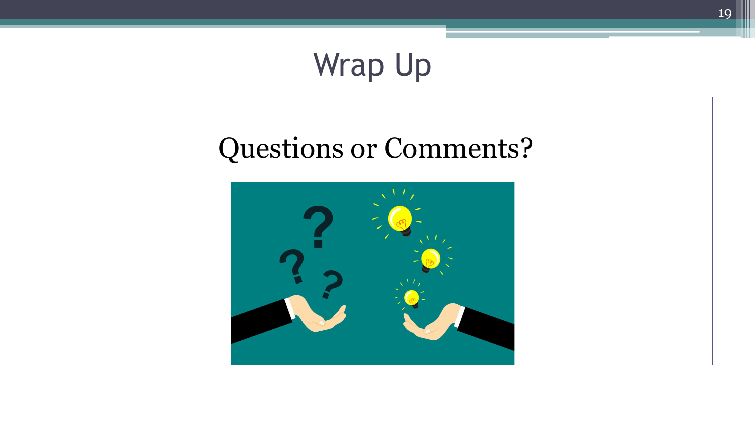# Wrap Up

## Questions or Comments?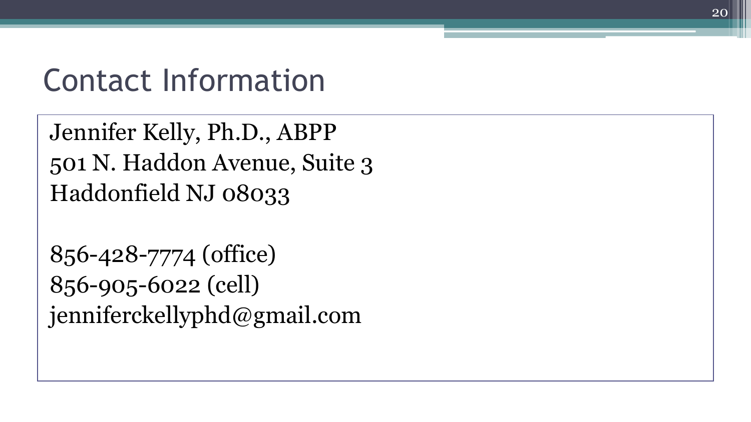# Contact Information

Jennifer Kelly, Ph.D., ABPP
501 N. Haddon Avenue, Suite 3
Haddonfield NJ 08033

856-428-7774 (office)
856-905-6022 (cell)
jenniferckellyphd@gmail.com